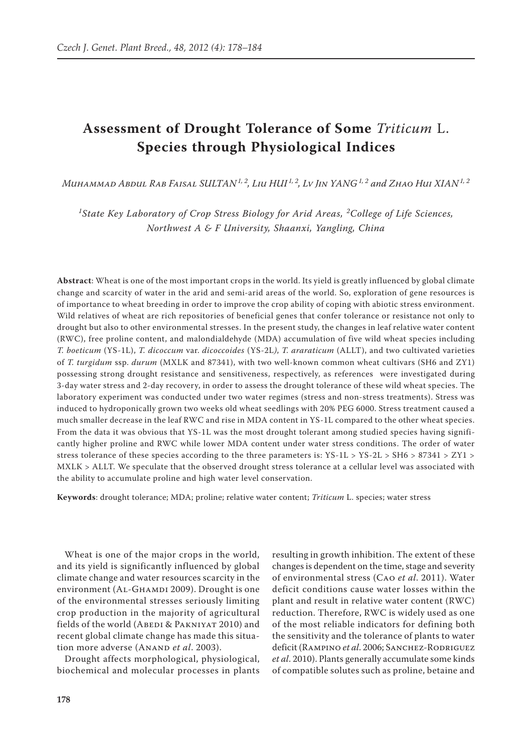# Assessment of Drought Tolerance of Some *Triticum* L. Species through Physiological Indices

*Muhammad Abdul Rab Faisal SULTAN*[1,2], *Liu HUI*[1,2], *Lv Jin YANG*[1,2] and *Zhao Hui XIAN*[1,2]

[1]*State Key Laboratory of Crop Stress Biology for Arid Areas,* [2]*College of Life Sciences, Northwest A & F University, Shaanxi, Yangling, China*

**Abstract**: Wheat is one of the most important crops in the world. Its yield is greatly influenced by global climate change and scarcity of water in the arid and semi-arid areas of the world. So, exploration of gene resources is of importance to wheat breeding in order to improve the crop ability of coping with abiotic stress environment. Wild relatives of wheat are rich repositories of beneficial genes that confer tolerance or resistance not only to drought but also to other environmental stresses. In the present study, the changes in leaf relative water content (RWC), free proline content, and malondialdehyde (MDA) accumulation of five wild wheat species including *T. boeticum* (YS-1L), *T. dicoccum* var. *dicoccoides* (YS-2L), *T. araraticum* (ALLT), and two cultivated varieties of *T. turgidum* ssp. *durum* (MXLK and 87341), with two well-known common wheat cultivars (SH6 and ZY1) possessing strong drought resistance and sensitiveness, respectively, as references were investigated during 3-day water stress and 2-day recovery, in order to assess the drought tolerance of these wild wheat species. The laboratory experiment was conducted under two water regimes (stress and non-stress treatments). Stress was induced to hydroponically grown two weeks old wheat seedlings with 20% PEG 6000. Stress treatment caused a much smaller decrease in the leaf RWC and rise in MDA content in YS-1L compared to the other wheat species. From the data it was obvious that YS-1L was the most drought tolerant among studied species having significantly higher proline and RWC while lower MDA content under water stress conditions. The order of water stress tolerance of these species according to the three parameters is: YS-1L > YS-2L > SH6 > 87341 > ZY1 > MXLK > ALLT. We speculate that the observed drought stress tolerance at a cellular level was associated with the ability to accumulate proline and high water level conservation.

**Keywords**: drought tolerance; MDA; proline; relative water content; *Triticum* L. species; water stress

Wheat is one of the major crops in the world, and its yield is significantly influenced by global climate change and water resources scarcity in the environment (Al-Ghamdi 2009). Drought is one of the environmental stresses seriously limiting crop production in the majority of agricultural fields of the world (Abedi & Pakniyat 2010) and recent global climate change has made this situation more adverse (Anand *et al*. 2003).

Drought affects morphological, physiological, biochemical and molecular processes in plants resulting in growth inhibition. The extent of these changes is dependent on the time, stage and severity of environmental stress (Cao *et al*. 2011). Water deficit conditions cause water losses within the plant and result in relative water content (RWC) reduction. Therefore, RWC is widely used as one of the most reliable indicators for defining both the sensitivity and the tolerance of plants to water deficit (Rampino *et al*. 2006; Sanchez-Rodriguez *et al*. 2010). Plants generally accumulate some kinds of compatible solutes such as proline, betaine and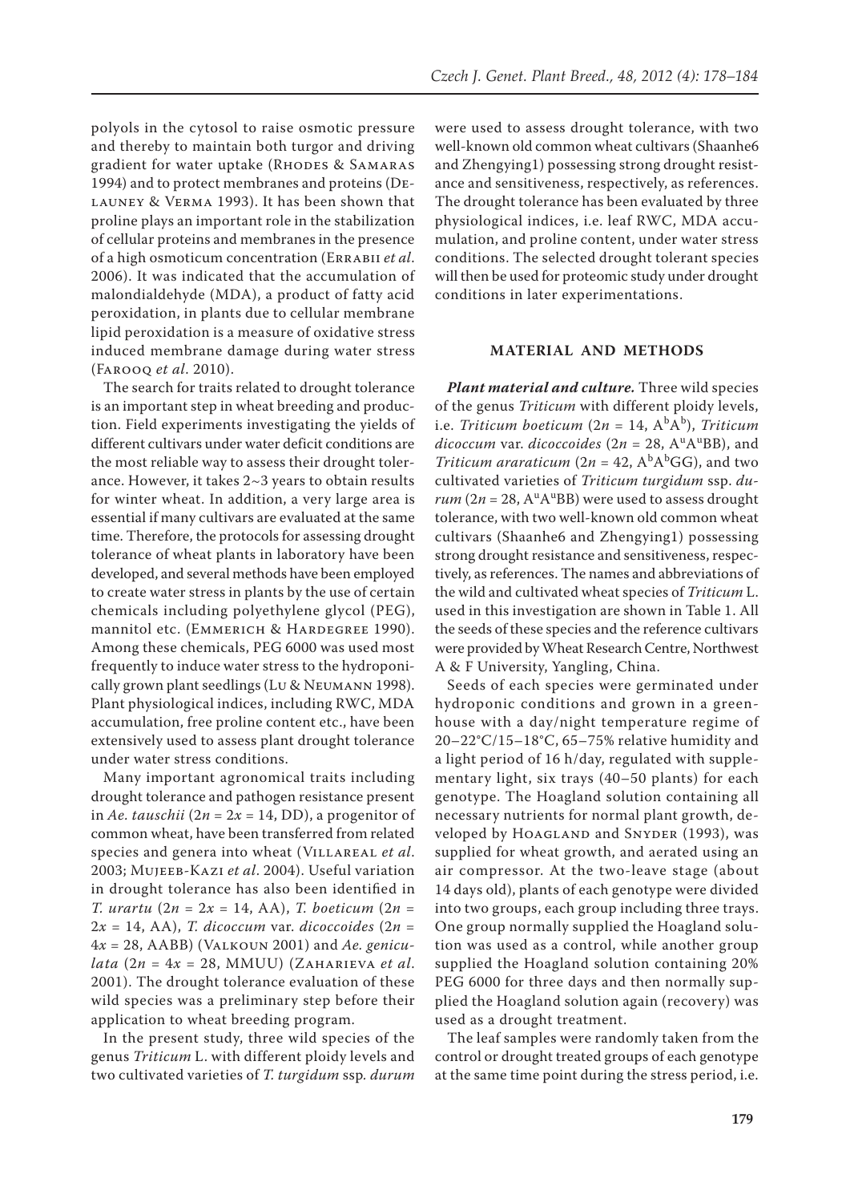polyols in the cytosol to raise osmotic pressure and thereby to maintain both turgor and driving gradient for water uptake (Rhodes & Samaras 1994) and to protect membranes and proteins (Delauney & Verma 1993). It has been shown that proline plays an important role in the stabilization of cellular proteins and membranes in the presence of a high osmoticum concentration (Errabii *et al*. 2006). It was indicated that the accumulation of malondialdehyde (MDA), a product of fatty acid peroxidation, in plants due to cellular membrane lipid peroxidation is a measure of oxidative stress induced membrane damage during water stress (Farooq *et al*. 2010).

The search for traits related to drought tolerance is an important step in wheat breeding and production. Field experiments investigating the yields of different cultivars under water deficit conditions are the most reliable way to assess their drought tolerance. However, it takes 2~3 years to obtain results for winter wheat. In addition, a very large area is essential if many cultivars are evaluated at the same time. Therefore, the protocols for assessing drought tolerance of wheat plants in laboratory have been developed, and several methods have been employed to create water stress in plants by the use of certain chemicals including polyethylene glycol (PEG), mannitol etc. (Emmerich & Hardegree 1990). Among these chemicals, PEG 6000 was used most frequently to induce water stress to the hydroponically grown plant seedlings (Lu & Neumann 1998). Plant physiological indices, including RWC, MDA accumulation, free proline content etc., have been extensively used to assess plant drought tolerance under water stress conditions.

Many important agronomical traits including drought tolerance and pathogen resistance present in *Ae. tauschii* ($2n = 2x = 14$, DD), a progenitor of common wheat, have been transferred from related species and genera into wheat (Villareal *et al*. 2003; Mujeeb-Kazi *et al*. 2004). Useful variation in drought tolerance has also been identified in *T. urartu* ($2n = 2x = 14$, AA), *T. boeticum* ($2n = 2x = 14$, AA), *T. dicoccum* var. *dicoccoides* ($2n = 4x = 28$, AABB) (Valkoun 2001) and *Ae. geniculata* ($2n = 4x = 28$, MMUU) (Zaharieva *et al*. 2001). The drought tolerance evaluation of these wild species was a preliminary step before their application to wheat breeding program.

In the present study, three wild species of the genus *Triticum* L. with different ploidy levels and two cultivated varieties of *T. turgidum* ssp. *durum* were used to assess drought tolerance, with two well-known old common wheat cultivars (Shaanhe6 and Zhengying1) possessing strong drought resistance and sensitiveness, respectively, as references. The drought tolerance has been evaluated by three physiological indices, i.e. leaf RWC, MDA accumulation, and proline content, under water stress conditions. The selected drought tolerant species will then be used for proteomic study under drought conditions in later experimentations.

## MATERIAL AND METHODS

***Plant material and culture.*** Three wild species of the genus *Triticum* with different ploidy levels, i.e. *Triticum boeticum* ($2n = 14$, $A^bA^b$), *Triticum dicoccum* var. *dicoccoides* ($2n = 28$, $A^uA^uBB$), and *Triticum araraticum* ($2n = 42$, $A^bA^bGG$), and two cultivated varieties of *Triticum turgidum* ssp. *durum* ($2n = 28$, $A^uA^uBB$) were used to assess drought tolerance, with two well-known old common wheat cultivars (Shaanhe6 and Zhengying1) possessing strong drought resistance and sensitiveness, respectively, as references. The names and abbreviations of the wild and cultivated wheat species of *Triticum* L. used in this investigation are shown in Table 1. All the seeds of these species and the reference cultivars were provided by Wheat Research Centre, Northwest A & F University, Yangling, China.

Seeds of each species were germinated under hydroponic conditions and grown in a greenhouse with a day/night temperature regime of 20–22°C/15–18°C, 65–75% relative humidity and a light period of 16 h/day, regulated with supplementary light, six trays (40–50 plants) for each genotype. The Hoagland solution containing all necessary nutrients for normal plant growth, developed by Hoagland and Snyder (1993), was supplied for wheat growth, and aerated using an air compressor. At the two-leave stage (about 14 days old), plants of each genotype were divided into two groups, each group including three trays. One group normally supplied the Hoagland solution was used as a control, while another group supplied the Hoagland solution containing 20% PEG 6000 for three days and then normally supplied the Hoagland solution again (recovery) was used as a drought treatment.

The leaf samples were randomly taken from the control or drought treated groups of each genotype at the same time point during the stress period, i.e.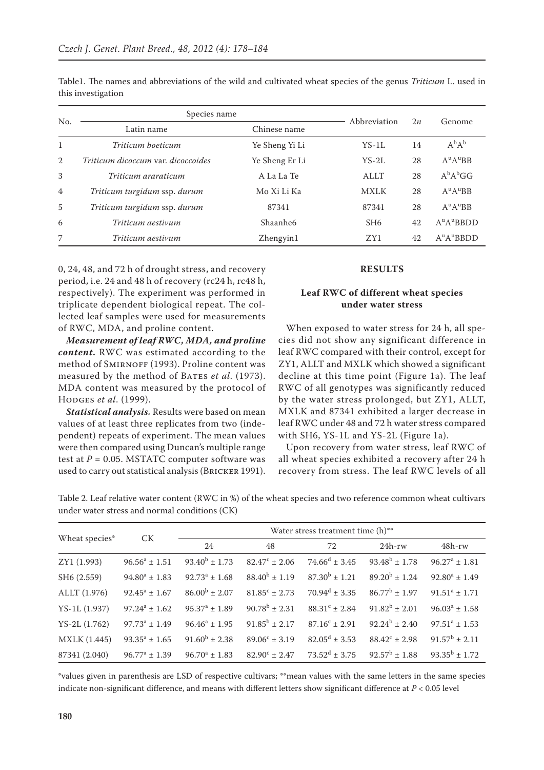Table1. The names and abbreviations of the wild and cultivated wheat species of the genus *Triticum* L. used in this investigation

| No. | Species name | | Abbreviation | 2*n* | Genome |
|---|---|---|---|---|---|
| | Latin name | Chinese name | | | |
| 1 | *Triticum boeticum* | Ye Sheng Yi Li | YS-1L | 14 | $A^bA^b$ |
| 2 | *Triticum dicoccum* var. *dicoccoides* | Ye Sheng Er Li | YS-2L | 28 | $A^uA^uBB$ |
| 3 | *Triticum araraticum* | A La La Te | ALLT | 28 | $A^bA^bGG$ |
| 4 | *Triticum turgidum* ssp. *durum* | Mo Xi Li Ka | MXLK | 28 | $A^uA^uBB$ |
| 5 | *Triticum turgidum* ssp. *durum* | 87341 | 87341 | 28 | $A^uA^uBB$ |
| 6 | *Triticum aestivum* | Shaanhe6 | SH6 | 42 | $A^uA^uBBDD$ |
| 7 | *Triticum aestivum* | Zhengyin1 | ZY1 | 42 | $A^uA^uBBDD$ |

0, 24, 48, and 72 h of drought stress, and recovery period, i.e. 24 and 48 h of recovery (rc24 h, rc48 h, respectively). The experiment was performed in triplicate dependent biological repeat. The collected leaf samples were used for measurements of RWC, MDA, and proline content.

***Measurement of leaf RWC, MDA, and proline content.*** RWC was estimated according to the method of Smirnoff (1993). Proline content was measured by the method of Bates *et al*. (1973). MDA content was measured by the protocol of Hodges *et al*. (1999).

***Statistical analysis.*** Results were based on mean values of at least three replicates from two (independent) repeats of experiment. The mean values were then compared using Duncan's multiple range test at $P = 0.05$. MSTATC computer software was used to carry out statistical analysis (Bricker 1991).

## RESULTS

### Leaf RWC of different wheat species under water stress

When exposed to water stress for 24 h, all species did not show any significant difference in leaf RWC compared with their control, except for ZY1, ALLT and MXLK which showed a significant decline at this time point (Figure 1a). The leaf RWC of all genotypes was significantly reduced by the water stress prolonged, but ZY1, ALLT, MXLK and 87341 exhibited a larger decrease in leaf RWC under 48 and 72 h water stress compared with SH6, YS-1L and YS-2L (Figure 1a).

Upon recovery from water stress, leaf RWC of all wheat species exhibited a recovery after 24 h recovery from stress. The leaf RWC levels of all

Table 2. Leaf relative water content (RWC in %) of the wheat species and two reference common wheat cultivars under water stress and normal conditions (CK)

| Wheat species* | CK | Water stress treatment time (h)** | | | | |
|---|---|---|---|---|---|---|
| | | 24 | 48 | 72 | 24h-rw | 48h-rw |
| ZY1 (1.993) | $96.56^a \pm 1.51$ | $93.40^b \pm 1.73$ | $82.47^c \pm 2.06$ | $74.66^d \pm 3.45$ | $93.48^b \pm 1.78$ | $96.27^a \pm 1.81$ |
| SH6 (2.559) | $94.80^a \pm 1.83$ | $92.73^a \pm 1.68$ | $88.40^b \pm 1.19$ | $87.30^b \pm 1.21$ | $89.20^b \pm 1.24$ | $92.80^a \pm 1.49$ |
| ALLT (1.976) | $92.45^a \pm 1.67$ | $86.00^b \pm 2.07$ | $81.85^c \pm 2.73$ | $70.94^d \pm 3.35$ | $86.77^b \pm 1.97$ | $91.51^a \pm 1.71$ |
| YS-1L (1.937) | $97.24^a \pm 1.62$ | $95.37^a \pm 1.89$ | $90.78^b \pm 2.31$ | $88.31^c \pm 2.84$ | $91.82^b \pm 2.01$ | $96.03^a \pm 1.58$ |
| YS-2L (1.762) | $97.73^a \pm 1.49$ | $96.46^a \pm 1.95$ | $91.85^b \pm 2.17$ | $87.16^c \pm 2.91$ | $92.24^b \pm 2.40$ | $97.51^a \pm 1.53$ |
| MXLK (1.445) | $93.35^a \pm 1.65$ | $91.60^b \pm 2.38$ | $89.06^c \pm 3.19$ | $82.05^d \pm 3.53$ | $88.42^c \pm 2.98$ | $91.57^b \pm 2.11$ |
| 87341 (2.040) | $96.77^a \pm 1.39$ | $96.70^a \pm 1.83$ | $82.90^c \pm 2.47$ | $73.52^d \pm 3.75$ | $92.57^b \pm 1.88$ | $93.35^b \pm 1.72$ |

*values given in parenthesis are LSD of respective cultivars; **mean values with the same letters in the same species indicate non-significant difference, and means with different letters show significant difference at $P < 0.05$ level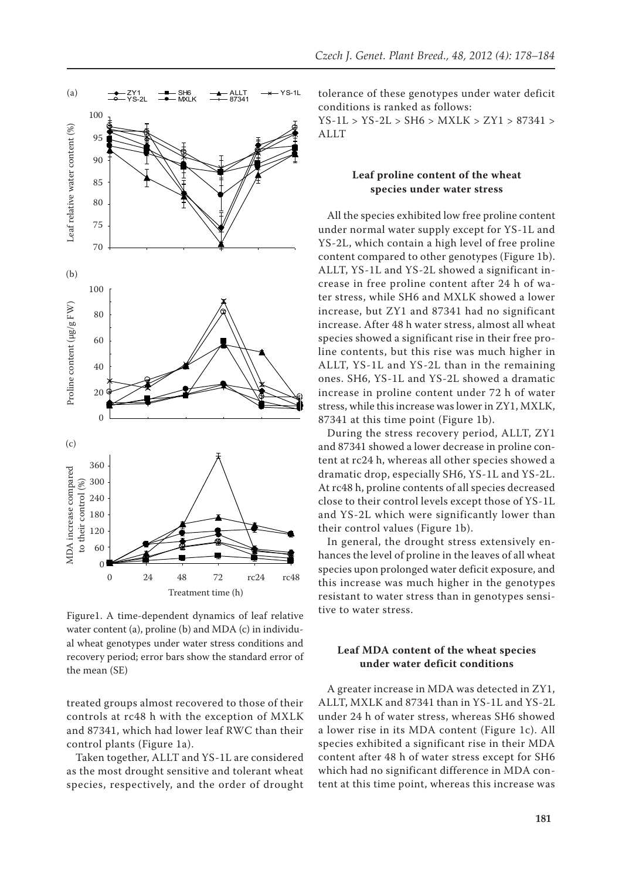Figure1. A time-dependent dynamics of leaf relative water content (a), proline (b) and MDA (c) in individual wheat genotypes under water stress conditions and recovery period; error bars show the standard error of the mean (SE)

treated groups almost recovered to those of their controls at rc48 h with the exception of MXLK and 87341, which had lower leaf RWC than their control plants (Figure 1a).

Taken together, ALLT and YS-1L are considered as the most drought sensitive and tolerant wheat species, respectively, and the order of drought tolerance of these genotypes under water deficit conditions is ranked as follows:

YS-1L > YS-2L > SH6 > MXLK > ZY1 > 87341 > ALLT

### Leaf proline content of the wheat species under water stress

All the species exhibited low free proline content under normal water supply except for YS-1L and YS-2L, which contain a high level of free proline content compared to other genotypes (Figure 1b). ALLT, YS-1L and YS-2L showed a significant increase in free proline content after 24 h of water stress, while SH6 and MXLK showed a lower increase, but ZY1 and 87341 had no significant increase. After 48 h water stress, almost all wheat species showed a significant rise in their free proline contents, but this rise was much higher in ALLT, YS-1L and YS-2L than in the remaining ones. SH6, YS-1L and YS-2L showed a dramatic increase in proline content under 72 h of water stress, while this increase was lower in ZY1, MXLK, 87341 at this time point (Figure 1b).

During the stress recovery period, ALLT, ZY1 and 87341 showed a lower decrease in proline content at rc24 h, whereas all other species showed a dramatic drop, especially SH6, YS-1L and YS-2L. At rc48 h, proline contents of all species decreased close to their control levels except those of YS-1L and YS-2L which were significantly lower than their control values (Figure 1b).

In general, the drought stress extensively enhances the level of proline in the leaves of all wheat species upon prolonged water deficit exposure, and this increase was much higher in the genotypes resistant to water stress than in genotypes sensitive to water stress.

### Leaf MDA content of the wheat species under water deficit conditions

A greater increase in MDA was detected in ZY1, ALLT, MXLK and 87341 than in YS-1L and YS-2L under 24 h of water stress, whereas SH6 showed a lower rise in its MDA content (Figure 1c). All species exhibited a significant rise in their MDA content after 48 h of water stress except for SH6 which had no significant difference in MDA content at this time point, whereas this increase was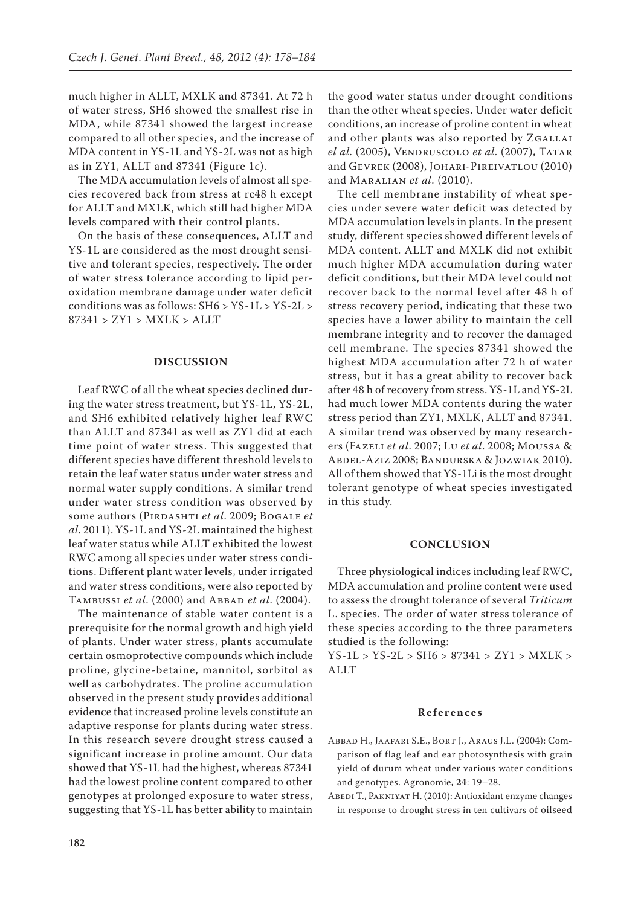much higher in ALLT, MXLK and 87341. At 72 h of water stress, SH6 showed the smallest rise in MDA, while 87341 showed the largest increase compared to all other species, and the increase of MDA content in YS-1L and YS-2L was not as high as in ZY1, ALLT and 87341 (Figure 1c).

The MDA accumulation levels of almost all species recovered back from stress at rc48 h except for ALLT and MXLK, which still had higher MDA levels compared with their control plants.

On the basis of these consequences, ALLT and YS-1L are considered as the most drought sensitive and tolerant species, respectively. The order of water stress tolerance according to lipid peroxidation membrane damage under water deficit conditions was as follows: SH6 > YS-1L > YS-2L > 87341 > ZY1 > MXLK > ALLT

## DISCUSSION

Leaf RWC of all the wheat species declined during the water stress treatment, but YS-1L, YS-2L, and SH6 exhibited relatively higher leaf RWC than ALLT and 87341 as well as ZY1 did at each time point of water stress. This suggested that different species have different threshold levels to retain the leaf water status under water stress and normal water supply conditions. A similar trend under water stress condition was observed by some authors (Pirdashti *et al*. 2009; Bogale *et al*. 2011). YS-1L and YS-2L maintained the highest leaf water status while ALLT exhibited the lowest RWC among all species under water stress conditions. Different plant water levels, under irrigated and water stress conditions, were also reported by Tambussi *et al*. (2000) and Abbad *et al*. (2004).

The maintenance of stable water content is a prerequisite for the normal growth and high yield of plants. Under water stress, plants accumulate certain osmoprotective compounds which include proline, glycine-betaine, mannitol, sorbitol as well as carbohydrates. The proline accumulation observed in the present study provides additional evidence that increased proline levels constitute an adaptive response for plants during water stress. In this research severe drought stress caused a significant increase in proline amount. Our data showed that YS-1L had the highest, whereas 87341 had the lowest proline content compared to other genotypes at prolonged exposure to water stress, suggesting that YS-1L has better ability to maintain the good water status under drought conditions than the other wheat species. Under water deficit conditions, an increase of proline content in wheat and other plants was also reported by Zgallai *el al*. (2005), Vendruscolo *et al*. (2007), Tatar and Gevrek (2008), Johari-Pireivatlou (2010) and Maralian *et al*. (2010).

The cell membrane instability of wheat species under severe water deficit was detected by MDA accumulation levels in plants. In the present study, different species showed different levels of MDA content. ALLT and MXLK did not exhibit much higher MDA accumulation during water deficit conditions, but their MDA level could not recover back to the normal level after 48 h of stress recovery period, indicating that these two species have a lower ability to maintain the cell membrane integrity and to recover the damaged cell membrane. The species 87341 showed the highest MDA accumulation after 72 h of water stress, but it has a great ability to recover back after 48 h of recovery from stress. YS-1L and YS-2L had much lower MDA contents during the water stress period than ZY1, MXLK, ALLT and 87341. A similar trend was observed by many researchers (Fazeli *et al*. 2007; Lu *et al*. 2008; Moussa & Abdel-Aziz 2008; Bandurska & Jozwiak 2010). All of them showed that YS-1Li is the most drought tolerant genotype of wheat species investigated in this study.

## CONCLUSION

Three physiological indices including leaf RWC, MDA accumulation and proline content were used to assess the drought tolerance of several *Triticum* L. species. The order of water stress tolerance of these species according to the three parameters studied is the following:

YS-1L > YS-2L > SH6 > 87341 > ZY1 > MXLK > ALLT

### References

Abbad H., Jaafari S.E., Bort J., Araus J.L. (2004): Comparison of flag leaf and ear photosynthesis with grain yield of durum wheat under various water conditions and genotypes. Agronomie, **24**: 19–28.

Abedi T., Pakniyat H. (2010): Antioxidant enzyme changes in response to drought stress in ten cultivars of oilseed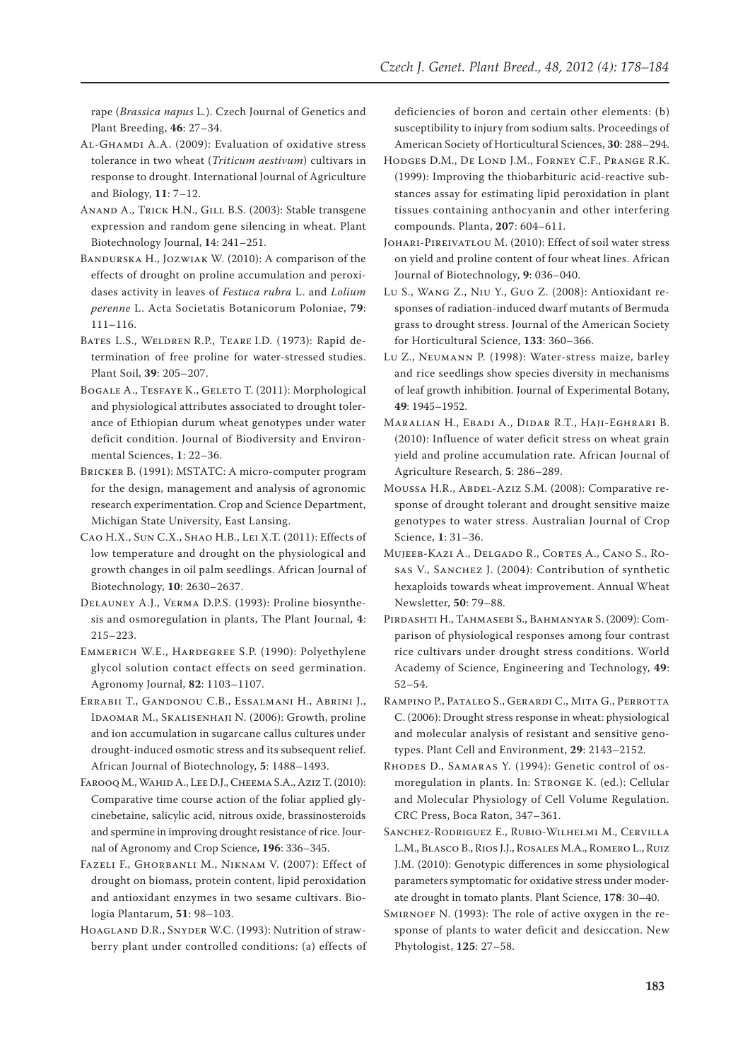rape (*Brassica napus* L.). Czech Journal of Genetics and Plant Breeding, **46**: 27–34.

Al-Ghamdi A.A. (2009): Evaluation of oxidative stress tolerance in two wheat (*Triticum aestivum*) cultivars in response to drought. International Journal of Agriculture and Biology, **11**: 7–12.

Anand A., Trick H.N., Gill B.S. (2003): Stable transgene expression and random gene silencing in wheat. Plant Biotechnology Journal, **1**4: 241–251.

Bandurska H., Jozwiak W. (2010): A comparison of the effects of drought on proline accumulation and peroxidases activity in leaves of *Festuca rubra* L. and *Lolium perenne* L. Acta Societatis Botanicorum Poloniae, **79**: 111–116.

Bates L.S., Weldren R.P., Teare I.D. (1973): Rapid determination of free proline for water-stressed studies. Plant Soil, **39**: 205–207.

Bogale A., Tesfaye K., Geleto T. (2011): Morphological and physiological attributes associated to drought tolerance of Ethiopian durum wheat genotypes under water deficit condition. Journal of Biodiversity and Environmental Sciences, **1**: 22–36.

Bricker B. (1991): MSTATC: A micro-computer program for the design, management and analysis of agronomic research experimentation. Crop and Science Department, Michigan State University, East Lansing.

Cao H.X., Sun C.X., Shao H.B., Lei X.T. (2011): Effects of low temperature and drought on the physiological and growth changes in oil palm seedlings. African Journal of Biotechnology, **10**: 2630–2637.

Delauney A.J., Verma D.P.S. (1993): Proline biosynthesis and osmoregulation in plants, The Plant Journal, **4**: 215–223.

Emmerich W.E., Hardegree S.P. (1990): Polyethylene glycol solution contact effects on seed germination. Agronomy Journal, **82**: 1103–1107.

Errabii T., Gandonou C.B., Essalmani H., Abrini J., Idaomar M., Skalisenhaji N. (2006): Growth, proline and ion accumulation in sugarcane callus cultures under drought-induced osmotic stress and its subsequent relief. African Journal of Biotechnology, **5**: 1488–1493.

Farooq M., Wahid A., Lee D.J., Cheema S.A., Aziz T. (2010): Comparative time course action of the foliar applied glycinebetaine, salicylic acid, nitrous oxide, brassinosteroids and spermine in improving drought resistance of rice. Journal of Agronomy and Crop Science, **196**: 336–345.

Fazeli F., Ghorbanli M., Niknam V. (2007): Effect of drought on biomass, protein content, lipid peroxidation and antioxidant enzymes in two sesame cultivars. Biologia Plantarum, **51**: 98–103.

Hoagland D.R., Snyder W.C. (1993): Nutrition of strawberry plant under controlled conditions: (a) effects of deficiencies of boron and certain other elements: (b) susceptibility to injury from sodium salts. Proceedings of American Society of Horticultural Sciences, **30**: 288–294.

Hodges D.M., De Lond J.M., Forney C.F., Prange R.K. (1999): Improving the thiobarbituric acid-reactive substances assay for estimating lipid peroxidation in plant tissues containing anthocyanin and other interfering compounds. Planta, **207**: 604–611.

Johari-Pireivatlou M. (2010): Effect of soil water stress on yield and proline content of four wheat lines. African Journal of Biotechnology, **9**: 036–040.

Lu S., Wang Z., Niu Y., Guo Z. (2008): Antioxidant responses of radiation-induced dwarf mutants of Bermuda grass to drought stress. Journal of the American Society for Horticultural Science, **133**: 360–366.

Lu Z., Neumann P. (1998): Water-stress maize, barley and rice seedlings show species diversity in mechanisms of leaf growth inhibition. Journal of Experimental Botany, **49**: 1945–1952.

Maralian H., Ebadi A., Didar R.T., Haji-Eghrari B. (2010): Influence of water deficit stress on wheat grain yield and proline accumulation rate. African Journal of Agriculture Research, **5**: 286–289.

Moussa H.R., Abdel-Aziz S.M. (2008): Comparative response of drought tolerant and drought sensitive maize genotypes to water stress. Australian Journal of Crop Science, **1**: 31–36.

Mujeeb-Kazi A., Delgado R., Cortes A., Cano S., Rosas V., Sanchez J. (2004): Contribution of synthetic hexaploids towards wheat improvement. Annual Wheat Newsletter, **50**: 79–88.

Pirdashti H., Tahmasebi S., Bahmanyar S. (2009): Comparison of physiological responses among four contrast rice cultivars under drought stress conditions. World Academy of Science, Engineering and Technology, **49**: 52–54.

Rampino P., Pataleo S., Gerardi C., Mita G., Perrotta C. (2006): Drought stress response in wheat: physiological and molecular analysis of resistant and sensitive genotypes. Plant Cell and Environment, **29**: 2143–2152.

Rhodes D., Samaras Y. (1994): Genetic control of osmoregulation in plants. In: Stronge K. (ed.): Cellular and Molecular Physiology of Cell Volume Regulation. CRC Press, Boca Raton, 347–361.

Sanchez-Rodriguez E., Rubio-Wilhelmi M., Cervilla L.M., Blasco B., Rios J.J., Rosales M.A., Romero L., Ruiz J.M. (2010): Genotypic differences in some physiological parameters symptomatic for oxidative stress under moderate drought in tomato plants. Plant Science, **178**: 30–40.

Smirnoff N. (1993): The role of active oxygen in the response of plants to water deficit and desiccation. New Phytologist, **125**: 27–58.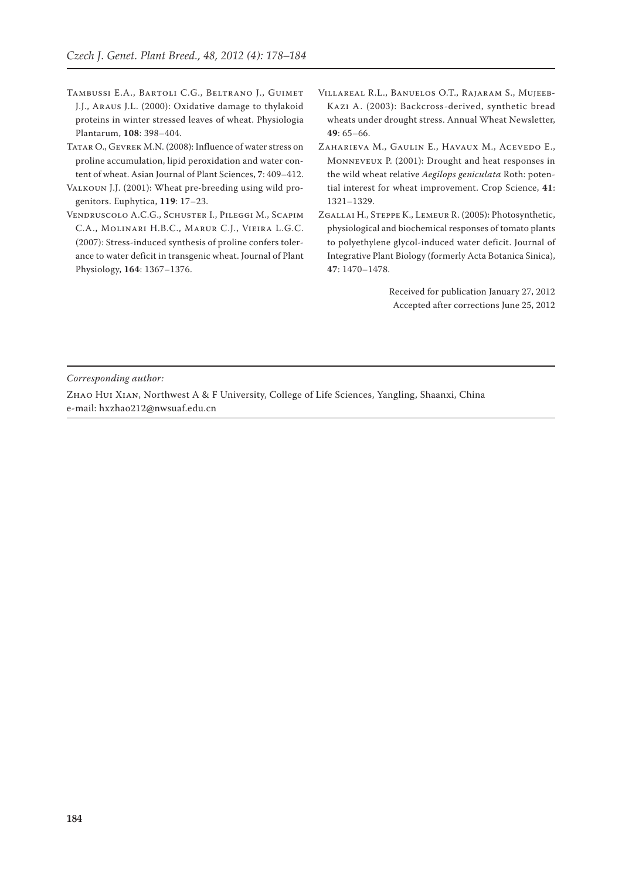Tambussi E.A., Bartoli C.G., Beltrano J., Guimet J.J., Araus J.L. (2000): Oxidative damage to thylakoid proteins in winter stressed leaves of wheat. Physiologia Plantarum, **108**: 398–404.

Tatar O., Gevrek M.N. (2008): Influence of water stress on proline accumulation, lipid peroxidation and water content of wheat. Asian Journal of Plant Sciences, **7**: 409–412.

Valkoun J.J. (2001): Wheat pre-breeding using wild progenitors. Euphytica, **119**: 17–23.

Vendruscolo A.C.G., Schuster I., Pileggi M., Scapim C.A., Molinari H.B.C., Marur C.J., Vieira L.G.C. (2007): Stress-induced synthesis of proline confers tolerance to water deficit in transgenic wheat. Journal of Plant Physiology, **164**: 1367–1376.

Villareal R.L., Banuelos O.T., Rajaram S., Mujeeb-Kazi A. (2003): Backcross-derived, synthetic bread wheats under drought stress. Annual Wheat Newsletter, **49**: 65–66.

Zaharieva M., Gaulin E., Havaux M., Acevedo E., Monneveux P. (2001): Drought and heat responses in the wild wheat relative *Aegilops geniculata* Roth: potential interest for wheat improvement. Crop Science, **41**: 1321–1329.

Zgallai H., Steppe K., Lemeur R. (2005): Photosynthetic, physiological and biochemical responses of tomato plants to polyethylene glycol-induced water deficit. Journal of Integrative Plant Biology (formerly Acta Botanica Sinica), **47**: 1470–1478.

Received for publication January 27, 2012
Accepted after corrections June 25, 2012

*Corresponding author:*

Zhao Hui Xian, Northwest A & F University, College of Life Sciences, Yangling, Shaanxi, China
e-mail: hxzhao212@nwsuaf.edu.cn